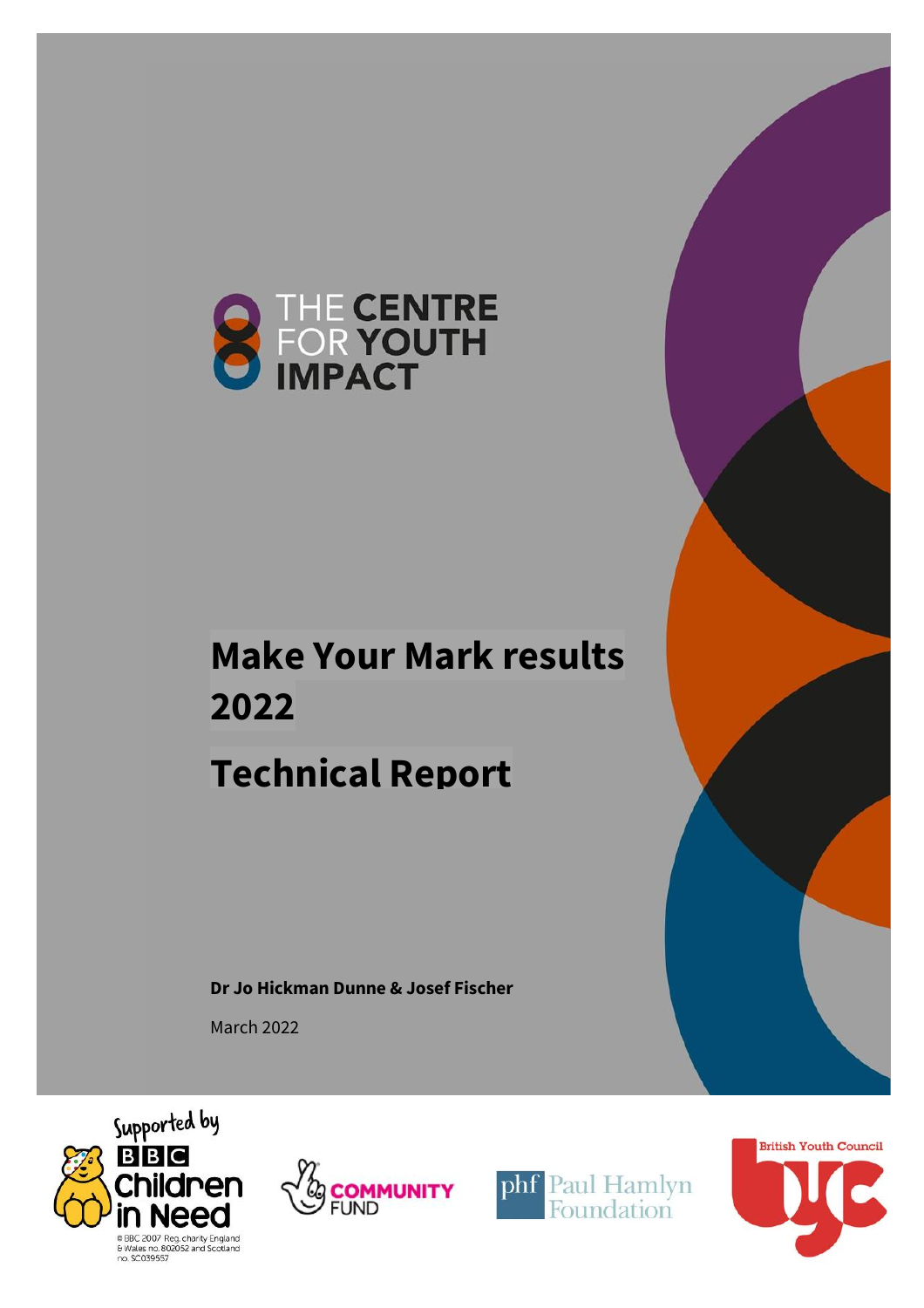THE CENTRE FOR YOUTH IMPACT

# Make Your Mark results 2022

# Technical Report

**Dr Jo Hickman Dunne & Josef Fischer**

March 2022

Supported by BBC Children in Need

© BBC 2007 Reg. charity England & Wales no. 802052 and Scotland no. SC039557

COMMUNITY FUND

phf Paul Hamlyn Foundation

British Youth Council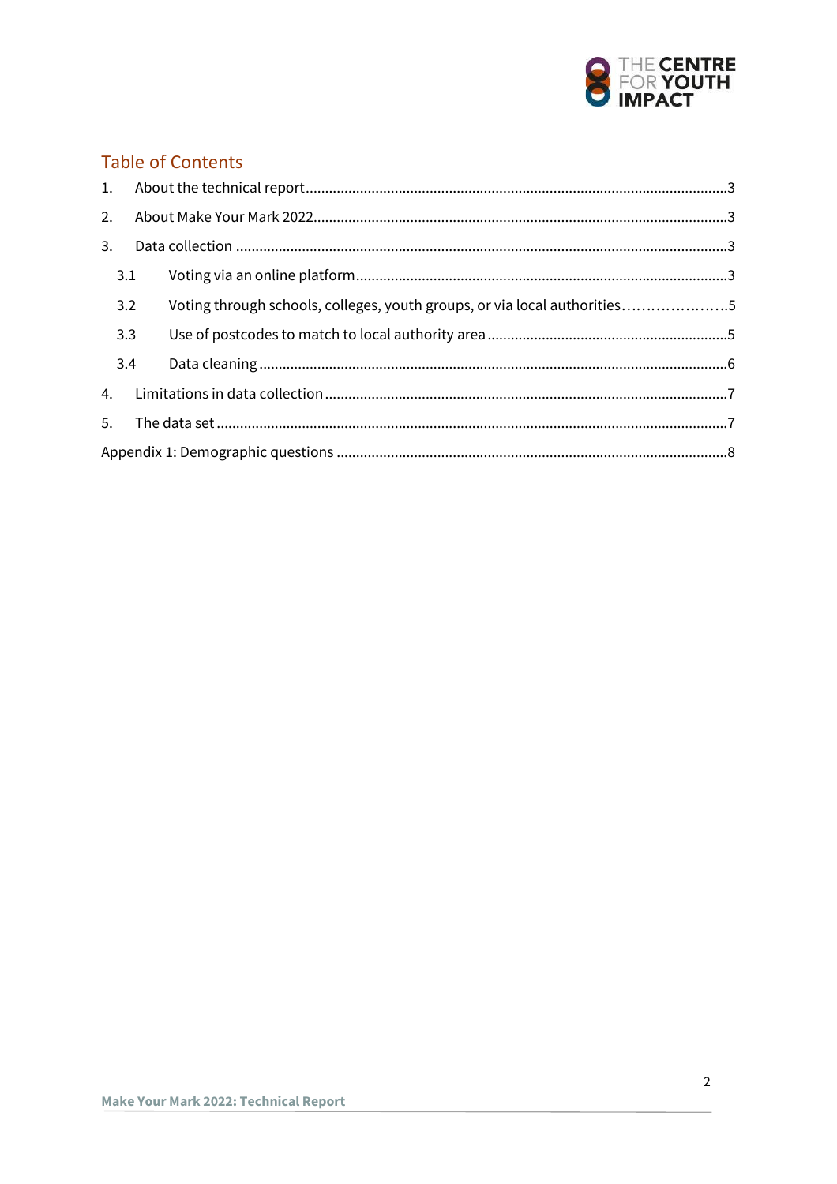## Table of Contents

1. About the technical report ........................................................................................................ 3
2. About Make Your Mark 2022 ...................................................................................................... 3
3. Data collection ............................................................................................................................ 3
   - 3.1 Voting via an online platform ............................................................................................ 3
   - 3.2 Voting through schools, colleges, youth groups, or via local authorities ............................ 5
   - 3.3 Use of postcodes to match to local authority area ............................................................. 5
   - 3.4 Data cleaning ...................................................................................................................... 6
4. Limitations in data collection ..................................................................................................... 7
5. The data set ................................................................................................................................ 7

Appendix 1: Demographic questions ............................................................................................... 8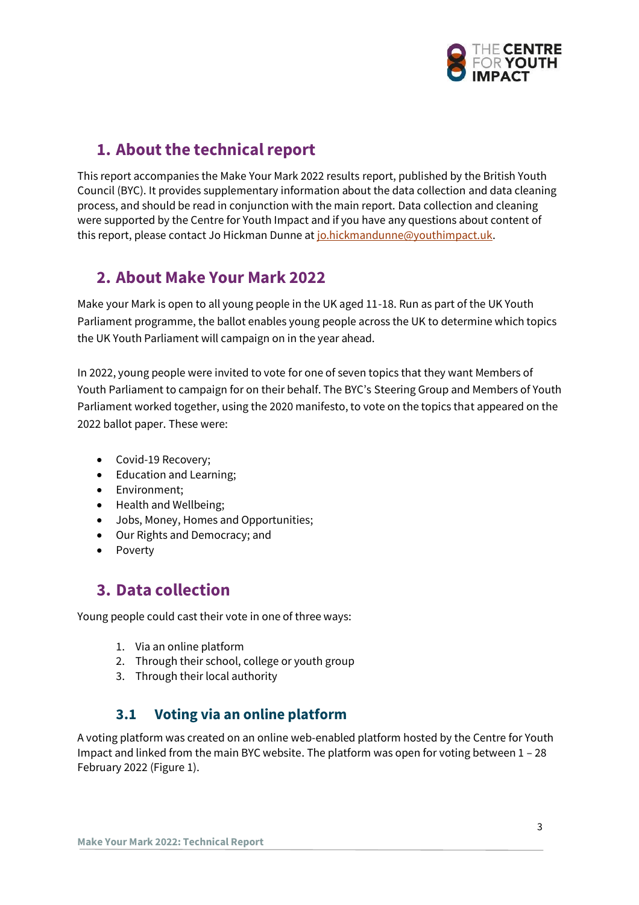## 1. About the technical report

This report accompanies the Make Your Mark 2022 results report, published by the British Youth Council (BYC). It provides supplementary information about the data collection and data cleaning process, and should be read in conjunction with the main report. Data collection and cleaning were supported by the Centre for Youth Impact and if you have any questions about content of this report, please contact Jo Hickman Dunne at [jo.hickmandunne@youthimpact.uk](mailto:jo.hickmandunne@youthimpact.uk).

## 2. About Make Your Mark 2022

Make your Mark is open to all young people in the UK aged 11-18. Run as part of the UK Youth Parliament programme, the ballot enables young people across the UK to determine which topics the UK Youth Parliament will campaign on in the year ahead.

In 2022, young people were invited to vote for one of seven topics that they want Members of Youth Parliament to campaign for on their behalf. The BYC's Steering Group and Members of Youth Parliament worked together, using the 2020 manifesto, to vote on the topics that appeared on the 2022 ballot paper. These were:

- Covid-19 Recovery;
- Education and Learning;
- Environment;
- Health and Wellbeing;
- Jobs, Money, Homes and Opportunities;
- Our Rights and Democracy; and
- Poverty

## 3. Data collection

Young people could cast their vote in one of three ways:

1. Via an online platform
2. Through their school, college or youth group
3. Through their local authority

### 3.1 Voting via an online platform

A voting platform was created on an online web-enabled platform hosted by the Centre for Youth Impact and linked from the main BYC website. The platform was open for voting between 1 – 28 February 2022 (Figure 1).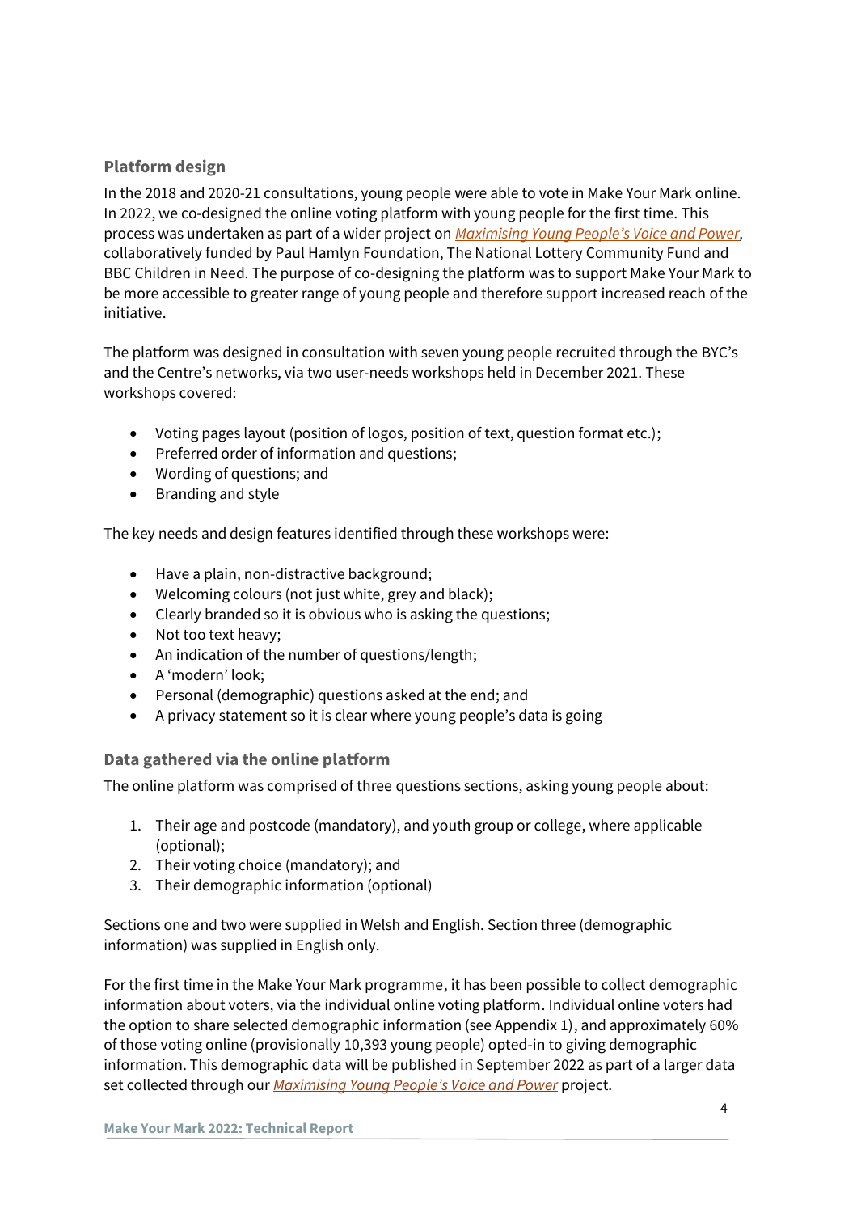### Platform design

In the 2018 and 2020-21 consultations, young people were able to vote in Make Your Mark online. In 2022, we co-designed the online voting platform with young people for the first time. This process was undertaken as part of a wider project on *Maximising Young People's Voice and Power*, collaboratively funded by Paul Hamlyn Foundation, The National Lottery Community Fund and BBC Children in Need. The purpose of co-designing the platform was to support Make Your Mark to be more accessible to greater range of young people and therefore support increased reach of the initiative.

The platform was designed in consultation with seven young people recruited through the BYC's and the Centre's networks, via two user-needs workshops held in December 2021. These workshops covered:

- Voting pages layout (position of logos, position of text, question format etc.);
- Preferred order of information and questions;
- Wording of questions; and
- Branding and style

The key needs and design features identified through these workshops were:

- Have a plain, non-distractive background;
- Welcoming colours (not just white, grey and black);
- Clearly branded so it is obvious who is asking the questions;
- Not too text heavy;
- An indication of the number of questions/length;
- A 'modern' look;
- Personal (demographic) questions asked at the end; and
- A privacy statement so it is clear where young people's data is going

### Data gathered via the online platform

The online platform was comprised of three questions sections, asking young people about:

1. Their age and postcode (mandatory), and youth group or college, where applicable (optional);
2. Their voting choice (mandatory); and
3. Their demographic information (optional)

Sections one and two were supplied in Welsh and English. Section three (demographic information) was supplied in English only.

For the first time in the Make Your Mark programme, it has been possible to collect demographic information about voters, via the individual online voting platform. Individual online voters had the option to share selected demographic information (see Appendix 1), and approximately 60% of those voting online (provisionally 10,393 young people) opted-in to giving demographic information. This demographic data will be published in September 2022 as part of a larger data set collected through our *Maximising Young People's Voice and Power* project.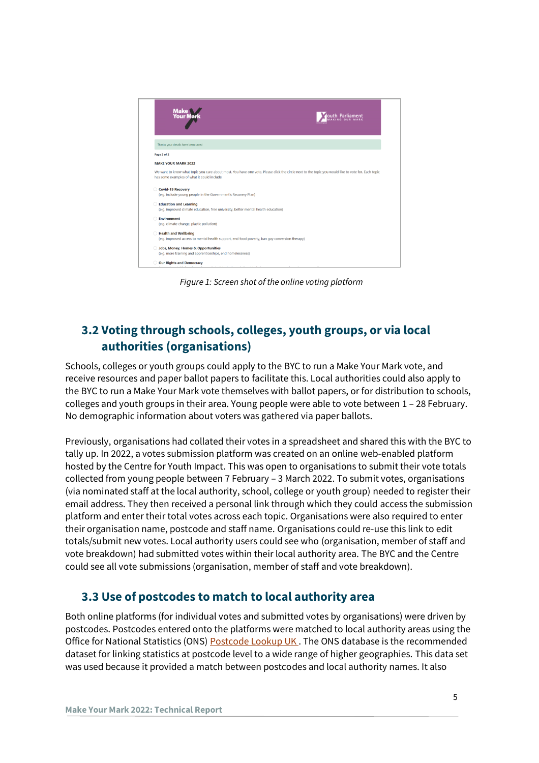*Figure 1: Screen shot of the online voting platform*

## 3.2 Voting through schools, colleges, youth groups, or via local authorities (organisations)

Schools, colleges or youth groups could apply to the BYC to run a Make Your Mark vote, and receive resources and paper ballot papers to facilitate this. Local authorities could also apply to the BYC to run a Make Your Mark vote themselves with ballot papers, or for distribution to schools, colleges and youth groups in their area. Young people were able to vote between 1 – 28 February. No demographic information about voters was gathered via paper ballots.

Previously, organisations had collated their votes in a spreadsheet and shared this with the BYC to tally up. In 2022, a votes submission platform was created on an online web-enabled platform hosted by the Centre for Youth Impact. This was open to organisations to submit their vote totals collected from young people between 7 February – 3 March 2022. To submit votes, organisations (via nominated staff at the local authority, school, college or youth group) needed to register their email address. They then received a personal link through which they could access the submission platform and enter their total votes across each topic. Organisations were also required to enter their organisation name, postcode and staff name. Organisations could re-use this link to edit totals/submit new votes. Local authority users could see who (organisation, member of staff and vote breakdown) had submitted votes within their local authority area. The BYC and the Centre could see all vote submissions (organisation, member of staff and vote breakdown).

## 3.3 Use of postcodes to match to local authority area

Both online platforms (for individual votes and submitted votes by organisations) were driven by postcodes. Postcodes entered onto the platforms were matched to local authority areas using the Office for National Statistics (ONS) Postcode Lookup UK . The ONS database is the recommended dataset for linking statistics at postcode level to a wide range of higher geographies. This data set was used because it provided a match between postcodes and local authority names. It also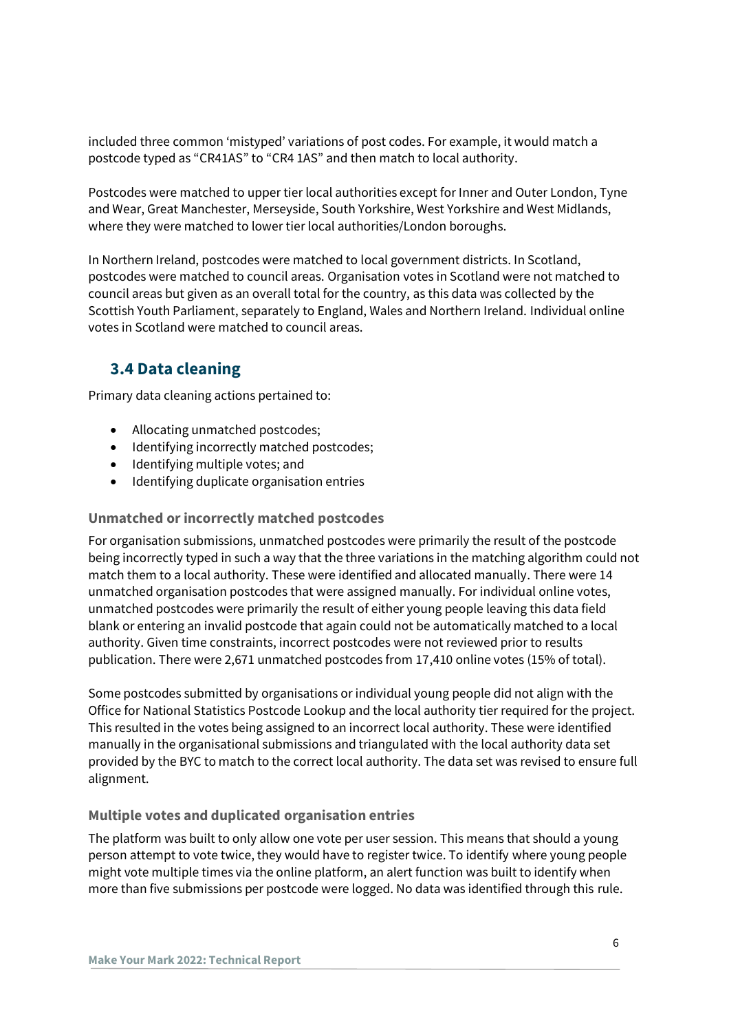included three common 'mistyped' variations of post codes. For example, it would match a postcode typed as "CR41AS" to "CR4 1AS" and then match to local authority.

Postcodes were matched to upper tier local authorities except for Inner and Outer London, Tyne and Wear, Great Manchester, Merseyside, South Yorkshire, West Yorkshire and West Midlands, where they were matched to lower tier local authorities/London boroughs.

In Northern Ireland, postcodes were matched to local government districts. In Scotland, postcodes were matched to council areas. Organisation votes in Scotland were not matched to council areas but given as an overall total for the country, as this data was collected by the Scottish Youth Parliament, separately to England, Wales and Northern Ireland. Individual online votes in Scotland were matched to council areas.

## 3.4 Data cleaning

Primary data cleaning actions pertained to:

- Allocating unmatched postcodes;
- Identifying incorrectly matched postcodes;
- Identifying multiple votes; and
- Identifying duplicate organisation entries

### Unmatched or incorrectly matched postcodes

For organisation submissions, unmatched postcodes were primarily the result of the postcode being incorrectly typed in such a way that the three variations in the matching algorithm could not match them to a local authority. These were identified and allocated manually. There were 14 unmatched organisation postcodes that were assigned manually. For individual online votes, unmatched postcodes were primarily the result of either young people leaving this data field blank or entering an invalid postcode that again could not be automatically matched to a local authority. Given time constraints, incorrect postcodes were not reviewed prior to results publication. There were 2,671 unmatched postcodes from 17,410 online votes (15% of total).

Some postcodes submitted by organisations or individual young people did not align with the Office for National Statistics Postcode Lookup and the local authority tier required for the project. This resulted in the votes being assigned to an incorrect local authority. These were identified manually in the organisational submissions and triangulated with the local authority data set provided by the BYC to match to the correct local authority. The data set was revised to ensure full alignment.

### Multiple votes and duplicated organisation entries

The platform was built to only allow one vote per user session. This means that should a young person attempt to vote twice, they would have to register twice. To identify where young people might vote multiple times via the online platform, an alert function was built to identify when more than five submissions per postcode were logged. No data was identified through this rule.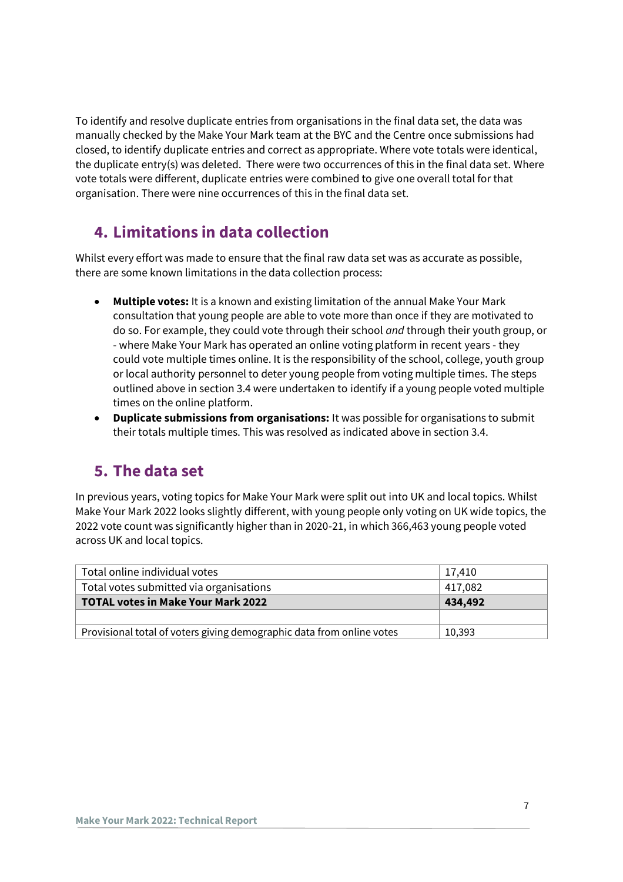To identify and resolve duplicate entries from organisations in the final data set, the data was manually checked by the Make Your Mark team at the BYC and the Centre once submissions had closed, to identify duplicate entries and correct as appropriate. Where vote totals were identical, the duplicate entry(s) was deleted. There were two occurrences of this in the final data set. Where vote totals were different, duplicate entries were combined to give one overall total for that organisation. There were nine occurrences of this in the final data set.

## 4. Limitations in data collection

Whilst every effort was made to ensure that the final raw data set was as accurate as possible, there are some known limitations in the data collection process:

- **Multiple votes:** It is a known and existing limitation of the annual Make Your Mark consultation that young people are able to vote more than once if they are motivated to do so. For example, they could vote through their school *and* through their youth group, or - where Make Your Mark has operated an online voting platform in recent years - they could vote multiple times online. It is the responsibility of the school, college, youth group or local authority personnel to deter young people from voting multiple times. The steps outlined above in section 3.4 were undertaken to identify if a young people voted multiple times on the online platform.
- **Duplicate submissions from organisations:** It was possible for organisations to submit their totals multiple times. This was resolved as indicated above in section 3.4.

## 5. The data set

In previous years, voting topics for Make Your Mark were split out into UK and local topics. Whilst Make Your Mark 2022 looks slightly different, with young people only voting on UK wide topics, the 2022 vote count was significantly higher than in 2020-21, in which 366,463 young people voted across UK and local topics.

| | |
|---|---|
| Total online individual votes | 17,410 |
| Total votes submitted via organisations | 417,082 |
| **TOTAL votes in Make Your Mark 2022** | **434,492** |
| | |
| Provisional total of voters giving demographic data from online votes | 10,393 |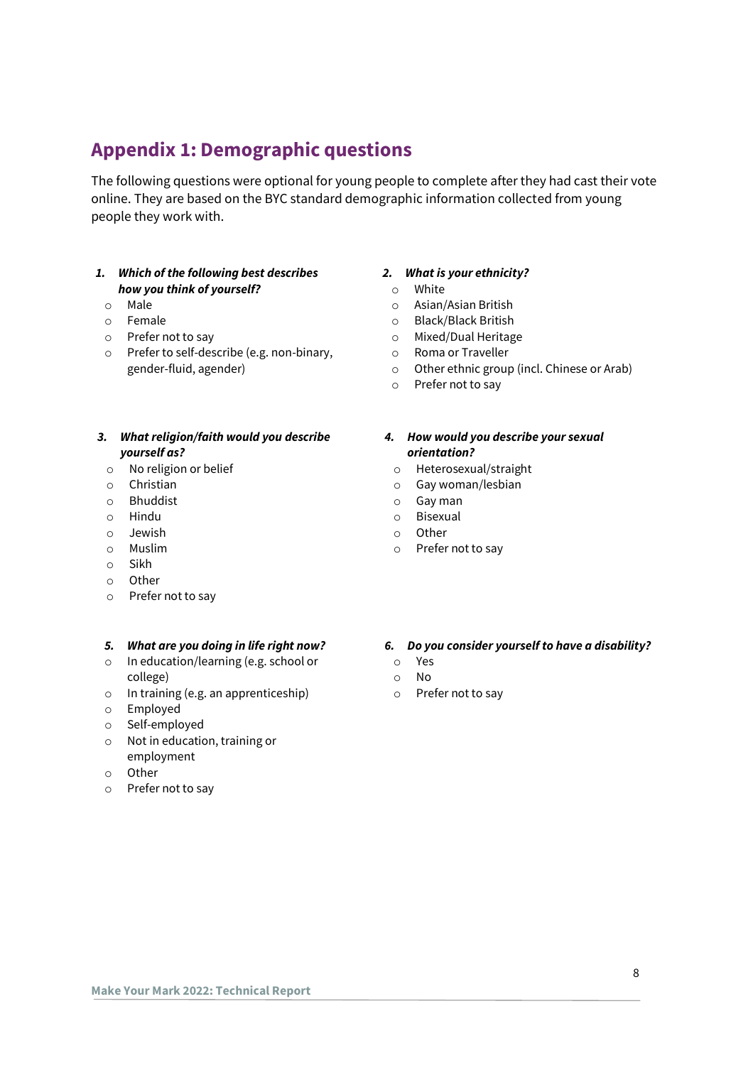## Appendix 1: Demographic questions

The following questions were optional for young people to complete after they had cast their vote online. They are based on the BYC standard demographic information collected from young people they work with.

1. ***Which of the following best describes how you think of yourself?***
    - Male
    - Female
    - Prefer not to say
    - Prefer to self-describe (e.g. non-binary, gender-fluid, agender)

2. ***What is your ethnicity?***
    - White
    - Asian/Asian British
    - Black/Black British
    - Mixed/Dual Heritage
    - Roma or Traveller
    - Other ethnic group (incl. Chinese or Arab)
    - Prefer not to say

3. ***What religion/faith would you describe yourself as?***
    - No religion or belief
    - Christian
    - Bhuddist
    - Hindu
    - Jewish
    - Muslim
    - Sikh
    - Other
    - Prefer not to say

4. ***How would you describe your sexual orientation?***
    - Heterosexual/straight
    - Gay woman/lesbian
    - Gay man
    - Bisexual
    - Other
    - Prefer not to say

5. ***What are you doing in life right now?***
    - In education/learning (e.g. school or college)
    - In training (e.g. an apprenticeship)
    - Employed
    - Self-employed
    - Not in education, training or employment
    - Other
    - Prefer not to say

6. ***Do you consider yourself to have a disability?***
    - Yes
    - No
    - Prefer not to say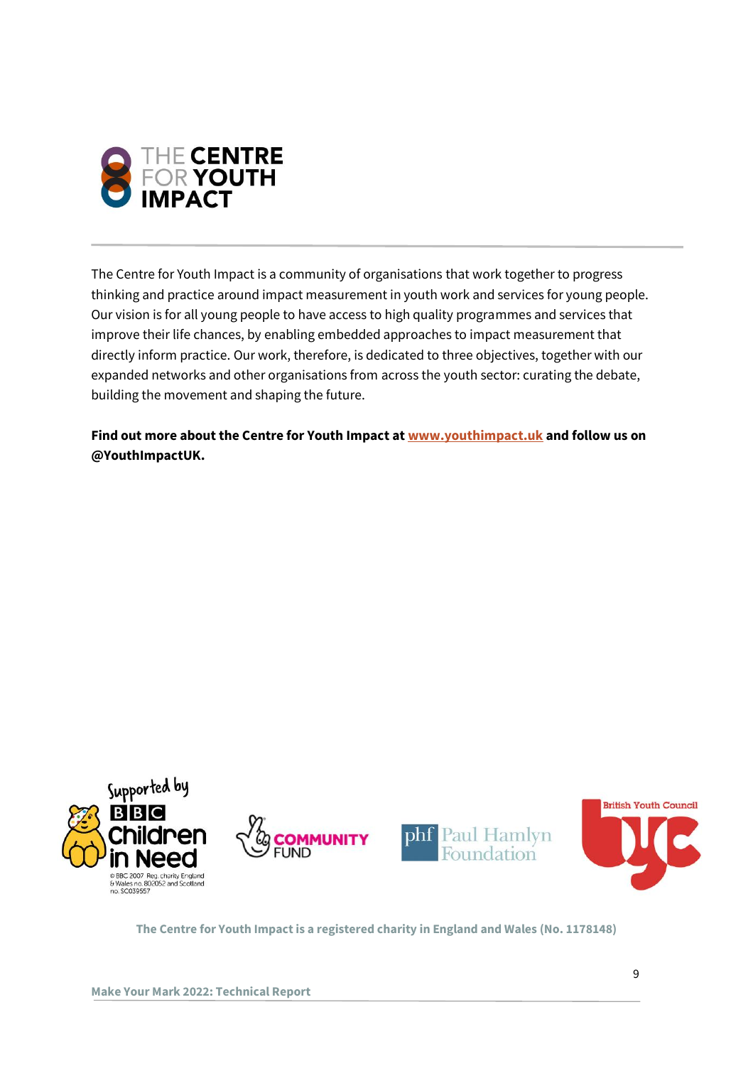THE CENTRE FOR YOUTH IMPACT

The Centre for Youth Impact is a community of organisations that work together to progress thinking and practice around impact measurement in youth work and services for young people. Our vision is for all young people to have access to high quality programmes and services that improve their life chances, by enabling embedded approaches to impact measurement that directly inform practice. Our work, therefore, is dedicated to three objectives, together with our expanded networks and other organisations from across the youth sector: curating the debate, building the movement and shaping the future.

**Find out more about the Centre for Youth Impact at [www.youthimpact.uk](http://www.youthimpact.uk) and follow us on @YouthImpactUK.**

Supported by BBC Children in Need

© BBC 2007 Reg. charity England & Wales no. 802052 and Scotland no. SC039557

Community Fund

phf Paul Hamlyn Foundation

British Youth Council

The Centre for Youth Impact is a registered charity in England and Wales (No. 1178148)